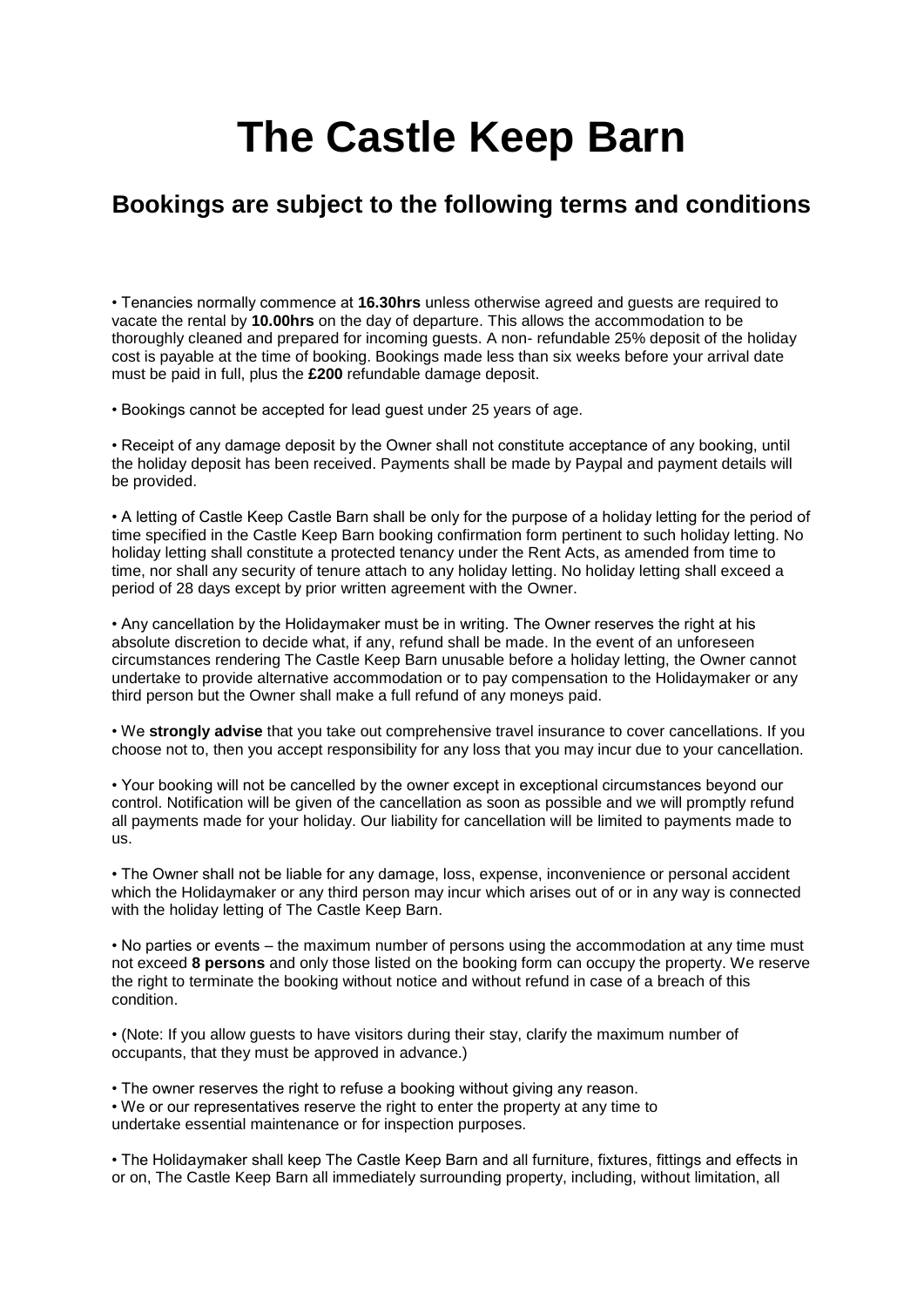# The Castle Keep Barn

## Bookings are subject to the following terms and conditions

• Tenancies normally commence at **16.30hrs** unless otherwise agreed and guests are required to vacate the rental by **10.00hrs** on the day of departure. This allows the accommodation to be thoroughly cleaned and prepared for incoming guests. A non- refundable 25% deposit of the holiday cost is payable at the time of booking. Bookings made less than six weeks before your arrival date must be paid in full, plus the **£200** refundable damage deposit.

• Bookings cannot be accepted for lead guest under 25 years of age.

• Receipt of any damage deposit by the Owner shall not constitute acceptance of any booking, until the holiday deposit has been received. Payments shall be made by Paypal and payment details will be provided.

• A letting of Castle Keep Castle Barn shall be only for the purpose of a holiday letting for the period of time specified in the Castle Keep Barn booking confirmation form pertinent to such holiday letting. No holiday letting shall constitute a protected tenancy under the Rent Acts, as amended from time to time, nor shall any security of tenure attach to any holiday letting. No holiday letting shall exceed a period of 28 days except by prior written agreement with the Owner.

• Any cancellation by the Holidaymaker must be in writing. The Owner reserves the right at his absolute discretion to decide what, if any, refund shall be made. In the event of an unforeseen circumstances rendering The Castle Keep Barn unusable before a holiday letting, the Owner cannot undertake to provide alternative accommodation or to pay compensation to the Holidaymaker or any third person but the Owner shall make a full refund of any moneys paid.

• We **strongly advise** that you take out comprehensive travel insurance to cover cancellations. If you choose not to, then you accept responsibility for any loss that you may incur due to your cancellation.

• Your booking will not be cancelled by the owner except in exceptional circumstances beyond our control. Notification will be given of the cancellation as soon as possible and we will promptly refund all payments made for your holiday. Our liability for cancellation will be limited to payments made to us.

• The Owner shall not be liable for any damage, loss, expense, inconvenience or personal accident which the Holidaymaker or any third person may incur which arises out of or in any way is connected with the holiday letting of The Castle Keep Barn.

• No parties or events – the maximum number of persons using the accommodation at any time must not exceed **8 persons** and only those listed on the booking form can occupy the property. We reserve the right to terminate the booking without notice and without refund in case of a breach of this condition.

• (Note: If you allow guests to have visitors during their stay, clarify the maximum number of occupants, that they must be approved in advance.)

• The owner reserves the right to refuse a booking without giving any reason.
• We or our representatives reserve the right to enter the property at any time to undertake essential maintenance or for inspection purposes.

• The Holidaymaker shall keep The Castle Keep Barn and all furniture, fixtures, fittings and effects in or on, The Castle Keep Barn all immediately surrounding property, including, without limitation, all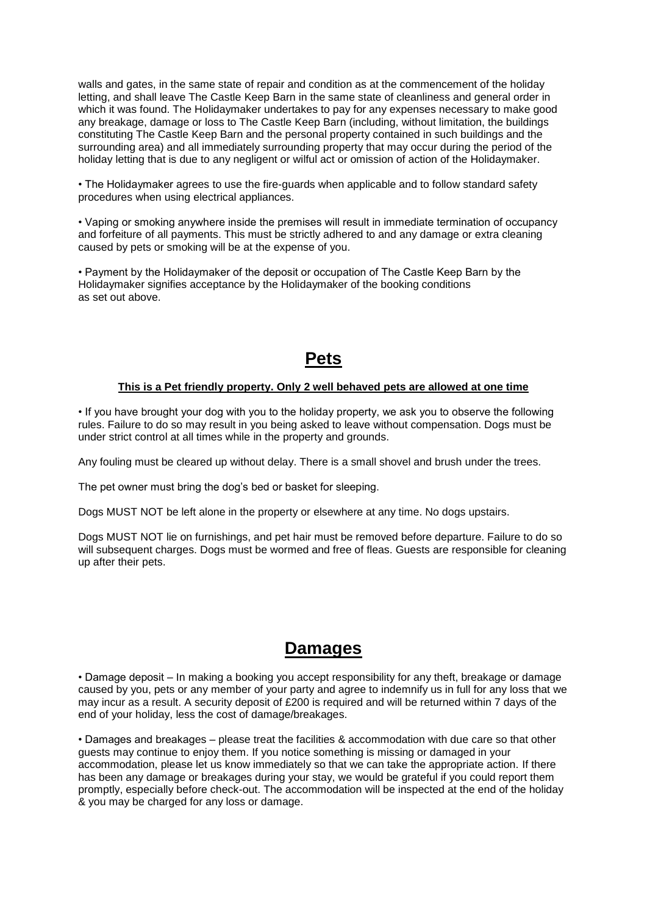walls and gates, in the same state of repair and condition as at the commencement of the holiday letting, and shall leave The Castle Keep Barn in the same state of cleanliness and general order in which it was found. The Holidaymaker undertakes to pay for any expenses necessary to make good any breakage, damage or loss to The Castle Keep Barn (including, without limitation, the buildings constituting The Castle Keep Barn and the personal property contained in such buildings and the surrounding area) and all immediately surrounding property that may occur during the period of the holiday letting that is due to any negligent or wilful act or omission of action of the Holidaymaker.

• The Holidaymaker agrees to use the fire-guards when applicable and to follow standard safety procedures when using electrical appliances.

• Vaping or smoking anywhere inside the premises will result in immediate termination of occupancy and forfeiture of all payments. This must be strictly adhered to and any damage or extra cleaning caused by pets or smoking will be at the expense of you.

• Payment by the Holidaymaker of the deposit or occupation of The Castle Keep Barn by the Holidaymaker signifies acceptance by the Holidaymaker of the booking conditions as set out above.

## Pets

**This is a Pet friendly property. Only 2 well behaved pets are allowed at one time**

• If you have brought your dog with you to the holiday property, we ask you to observe the following rules. Failure to do so may result in you being asked to leave without compensation. Dogs must be under strict control at all times while in the property and grounds.

Any fouling must be cleared up without delay. There is a small shovel and brush under the trees.

The pet owner must bring the dog's bed or basket for sleeping.

Dogs MUST NOT be left alone in the property or elsewhere at any time. No dogs upstairs.

Dogs MUST NOT lie on furnishings, and pet hair must be removed before departure. Failure to do so will subsequent charges. Dogs must be wormed and free of fleas. Guests are responsible for cleaning up after their pets.

## Damages

• Damage deposit – In making a booking you accept responsibility for any theft, breakage or damage caused by you, pets or any member of your party and agree to indemnify us in full for any loss that we may incur as a result. A security deposit of £200 is required and will be returned within 7 days of the end of your holiday, less the cost of damage/breakages.

• Damages and breakages – please treat the facilities & accommodation with due care so that other guests may continue to enjoy them. If you notice something is missing or damaged in your accommodation, please let us know immediately so that we can take the appropriate action. If there has been any damage or breakages during your stay, we would be grateful if you could report them promptly, especially before check-out. The accommodation will be inspected at the end of the holiday & you may be charged for any loss or damage.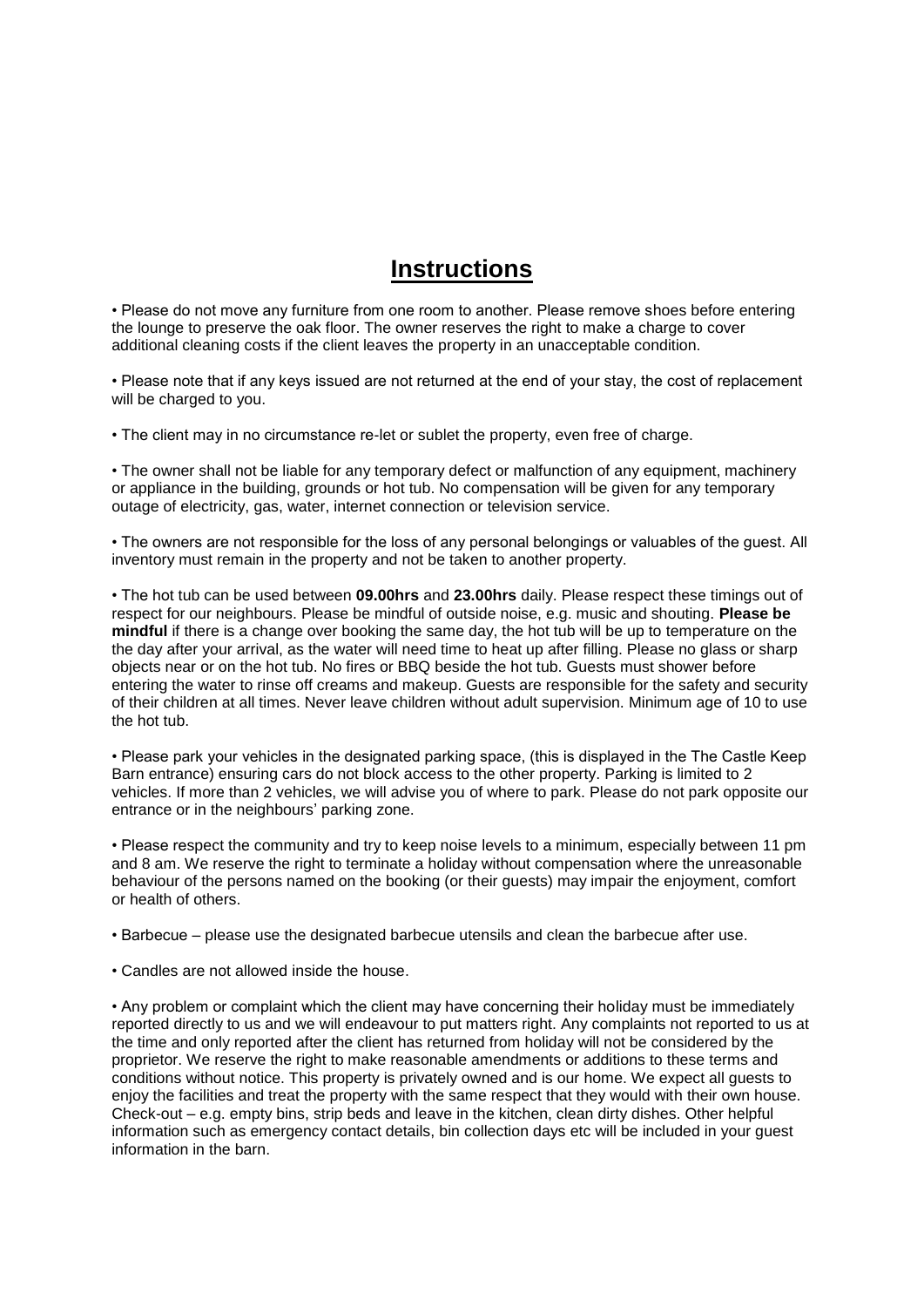# Instructions

• Please do not move any furniture from one room to another. Please remove shoes before entering the lounge to preserve the oak floor. The owner reserves the right to make a charge to cover additional cleaning costs if the client leaves the property in an unacceptable condition.

• Please note that if any keys issued are not returned at the end of your stay, the cost of replacement will be charged to you.

• The client may in no circumstance re-let or sublet the property, even free of charge.

• The owner shall not be liable for any temporary defect or malfunction of any equipment, machinery or appliance in the building, grounds or hot tub. No compensation will be given for any temporary outage of electricity, gas, water, internet connection or television service.

• The owners are not responsible for the loss of any personal belongings or valuables of the guest. All inventory must remain in the property and not be taken to another property.

• The hot tub can be used between **09.00hrs** and **23.00hrs** daily. Please respect these timings out of respect for our neighbours. Please be mindful of outside noise, e.g. music and shouting. **Please be mindful** if there is a change over booking the same day, the hot tub will be up to temperature on the the day after your arrival, as the water will need time to heat up after filling. Please no glass or sharp objects near or on the hot tub. No fires or BBQ beside the hot tub. Guests must shower before entering the water to rinse off creams and makeup. Guests are responsible for the safety and security of their children at all times. Never leave children without adult supervision. Minimum age of 10 to use the hot tub.

• Please park your vehicles in the designated parking space, (this is displayed in the The Castle Keep Barn entrance) ensuring cars do not block access to the other property. Parking is limited to 2 vehicles. If more than 2 vehicles, we will advise you of where to park. Please do not park opposite our entrance or in the neighbours' parking zone.

• Please respect the community and try to keep noise levels to a minimum, especially between 11 pm and 8 am. We reserve the right to terminate a holiday without compensation where the unreasonable behaviour of the persons named on the booking (or their guests) may impair the enjoyment, comfort or health of others.

• Barbecue – please use the designated barbecue utensils and clean the barbecue after use.

• Candles are not allowed inside the house.

• Any problem or complaint which the client may have concerning their holiday must be immediately reported directly to us and we will endeavour to put matters right. Any complaints not reported to us at the time and only reported after the client has returned from holiday will not be considered by the proprietor. We reserve the right to make reasonable amendments or additions to these terms and conditions without notice. This property is privately owned and is our home. We expect all guests to enjoy the facilities and treat the property with the same respect that they would with their own house. Check-out – e.g. empty bins, strip beds and leave in the kitchen, clean dirty dishes. Other helpful information such as emergency contact details, bin collection days etc will be included in your guest information in the barn.